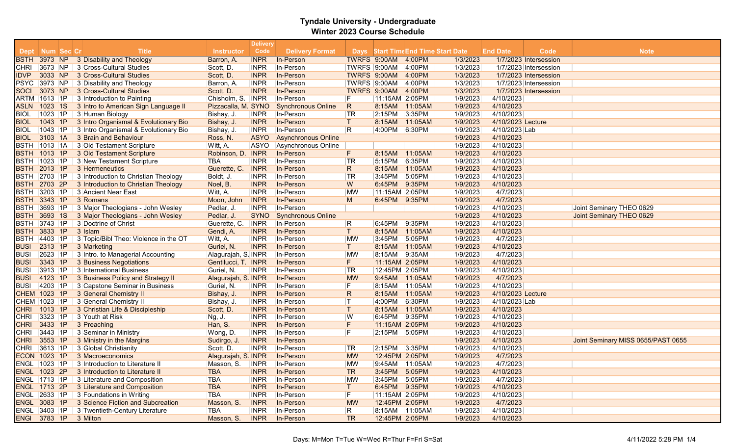# Tyndale University - Undergraduate

## Winter 2023 Course Schedule

| Dept | Num | Sec | Cr | Title | Instructor | Delivery Code | Delivery Format | Days | Start Time | End Time | Start Date | End Date | Code | Note |
|---|---|---|---|---|---|---|---|---|---|---|---|---|---|---|
| BSTH | 3973 | NP | 3 | Disability and Theology | Barron, A. | INPR | In-Person | TWRFS | 9:00AM | 4:00PM | 1/3/2023 | 1/7/2023 | Intersession | |
| CHRI | 3673 | NP | 3 | Cross-Cultural Studies | Scott, D. | INPR | In-Person | TWRFS | 9:00AM | 4:00PM | 1/3/2023 | 1/7/2023 | Intersession | |
| IDVP | 3033 | NP | 3 | Cross-Cultural Studies | Scott, D. | INPR | In-Person | TWRFS | 9:00AM | 4:00PM | 1/3/2023 | 1/7/2023 | Intersession | |
| PSYC | 3973 | NP | 3 | Disability and Theology | Barron, A. | INPR | In-Person | TWRFS | 9:00AM | 4:00PM | 1/3/2023 | 1/7/2023 | Intersession | |
| SOCI | 3073 | NP | 3 | Cross-Cultural Studies | Scott, D. | INPR | In-Person | TWRFS | 9:00AM | 4:00PM | 1/3/2023 | 1/7/2023 | Intersession | |
| ARTM | 1613 | 1P | 3 | Introduction to Painting | Chisholm, S. | INPR | In-Person | F | 11:15AM | 2:05PM | 1/9/2023 | 4/10/2023 | | |
| ASLN | 1023 | 1S | 3 | Intro to American Sign Language II | Pizzacalla, M. | SYNO | Synchronous Online | R | 8:15AM | 11:05AM | 1/9/2023 | 4/10/2023 | | |
| BIOL | 1023 | 1P | 3 | Human Biology | Bishay, J. | INPR | In-Person | TR | 2:15PM | 3:35PM | 1/9/2023 | 4/10/2023 | | |
| BIOL | 1043 | 1P | 3 | Intro Organismal & Evolutionary Bio | Bishay, J. | INPR | In-Person | T | 8:15AM | 11:05AM | 1/9/2023 | 4/10/2023 | Lecture | |
| BIOL | 1043 | 1P | 3 | Intro Organismal & Evolutionary Bio | Bishay, J. | INPR | In-Person | R | 4:00PM | 6:30PM | 1/9/2023 | 4/10/2023 | Lab | |
| BIOL | 3103 | 1A | 3 | Brain and Behaviour | Ross, N. | ASYO | Asynchronous Online | | | | 1/9/2023 | 4/10/2023 | | |
| BSTH | 1013 | 1A | 3 | Old Testament Scripture | Witt, A. | ASYO | Asynchronous Online | | | | 1/9/2023 | 4/10/2023 | | |
| BSTH | 1013 | 1P | 3 | Old Testament Scripture | Robinson, D. | INPR | In-Person | F | 8:15AM | 11:05AM | 1/9/2023 | 4/10/2023 | | |
| BSTH | 1023 | 1P | 3 | New Testament Scripture | TBA | INPR | In-Person | TR | 5:15PM | 6:35PM | 1/9/2023 | 4/10/2023 | | |
| BSTH | 2013 | 1P | 3 | Hermeneutics | Guerette, C. | INPR | In-Person | R | 8:15AM | 11:05AM | 1/9/2023 | 4/10/2023 | | |
| BSTH | 2703 | 1P | 3 | Introduction to Christian Theology | Boldt, J. | INPR | In-Person | TR | 3:45PM | 5:05PM | 1/9/2023 | 4/10/2023 | | |
| BSTH | 2703 | 2P | 3 | Introduction to Christian Theology | Noel, B. | INPR | In-Person | W | 6:45PM | 9:35PM | 1/9/2023 | 4/10/2023 | | |
| BSTH | 3203 | 1P | 3 | Ancient Near East | Witt, A. | INPR | In-Person | MW | 11:15AM | 2:05PM | 1/9/2023 | 4/7/2023 | | |
| BSTH | 3343 | 1P | 3 | Romans | Moon, John | INPR | In-Person | M | 6:45PM | 9:35PM | 1/9/2023 | 4/7/2023 | | |
| BSTH | 3693 | 1P | 3 | Major Theologians - John Wesley | Pedlar, J. | INPR | In-Person | | | | 1/9/2023 | 4/10/2023 | | Joint Seminary THEO 0629 |
| BSTH | 3693 | 1S | 3 | Major Theologians - John Wesley | Pedlar, J. | SYNO | Synchronous Online | | | | 1/9/2023 | 4/10/2023 | | Joint Seminary THEO 0629 |
| BSTH | 3743 | 1P | 3 | Doctrine of Christ | Guerette, C. | INPR | In-Person | R | 6:45PM | 9:35PM | 1/9/2023 | 4/10/2023 | | |
| BSTH | 3833 | 1P | 3 | Islam | Gendi, A. | INPR | In-Person | T | 8:15AM | 11:05AM | 1/9/2023 | 4/10/2023 | | |
| BSTH | 4403 | 1P | 3 | Topic/Bibl Theo: Violence in the OT | Witt, A. | INPR | In-Person | MW | 3:45PM | 5:05PM | 1/9/2023 | 4/7/2023 | | |
| BUSI | 2313 | 1P | 3 | Marketing | Guriel, N. | INPR | In-Person | T | 8:15AM | 11:05AM | 1/9/2023 | 4/10/2023 | | |
| BUSI | 2623 | 1P | 3 | Intro. to Managerial Accounting | Alagurajah, S. | INPR | In-Person | MW | 8:15AM | 9:35AM | 1/9/2023 | 4/7/2023 | | |
| BUSI | 3343 | 1P | 3 | Business Negotiations | Gentilucci, T. | INPR | In-Person | F | 11:15AM | 2:05PM | 1/9/2023 | 4/10/2023 | | |
| BUSI | 3913 | 1P | 3 | International Business | Guriel, N. | INPR | In-Person | TR | 12:45PM | 2:05PM | 1/9/2023 | 4/10/2023 | | |
| BUSI | 4123 | 1P | 3 | Business Policy and Strategy II | Alagurajah, S. | INPR | In-Person | MW | 9:45AM | 11:05AM | 1/9/2023 | 4/7/2023 | | |
| BUSI | 4203 | 1P | 3 | Capstone Seminar in Business | Guriel, N. | INPR | In-Person | F | 8:15AM | 11:05AM | 1/9/2023 | 4/10/2023 | | |
| CHEM | 1023 | 1P | 3 | General Chemistry II | Bishay, J. | INPR | In-Person | R | 8:15AM | 11:05AM | 1/9/2023 | 4/10/2023 | Lecture | |
| CHEM | 1023 | 1P | 3 | General Chemistry II | Bishay, J. | INPR | In-Person | T | 4:00PM | 6:30PM | 1/9/2023 | 4/10/2023 | Lab | |
| CHRI | 1013 | 1P | 3 | Christian Life & Discipleship | Scott, D. | INPR | In-Person | T | 8:15AM | 11:05AM | 1/9/2023 | 4/10/2023 | | |
| CHRI | 3323 | 1P | 3 | Youth at Risk | Ng, J. | INPR | In-Person | W | 6:45PM | 9:35PM | 1/9/2023 | 4/10/2023 | | |
| CHRI | 3433 | 1P | 3 | Preaching | Han, S. | INPR | In-Person | F | 11:15AM | 2:05PM | 1/9/2023 | 4/10/2023 | | |
| CHRI | 3443 | 1P | 3 | Seminar in Ministry | Wong, D. | INPR | In-Person | F | 2:15PM | 5:05PM | 1/9/2023 | 4/10/2023 | | |
| CHRI | 3553 | 1P | 3 | Ministry in the Margins | Sudirgo, J. | INPR | In-Person | | | | 1/9/2023 | 4/10/2023 | | Joint Seminary MISS 0655/PAST 0655 |
| CHRI | 3613 | 1P | 3 | Global Christianity | Scott, D. | INPR | In-Person | TR | 2:15PM | 3:35PM | 1/9/2023 | 4/10/2023 | | |
| ECON | 1023 | 1P | 3 | Macroeconomics | Alagurajah, S. | INPR | In-Person | MW | 12:45PM | 2:05PM | 1/9/2023 | 4/7/2023 | | |
| ENGL | 1023 | 1P | 3 | Introduction to Literature II | Masson, S. | INPR | In-Person | MW | 9:45AM | 11:05AM | 1/9/2023 | 4/7/2023 | | |
| ENGL | 1023 | 2P | 3 | Introduction to Literature II | TBA | INPR | In-Person | TR | 3:45PM | 5:05PM | 1/9/2023 | 4/10/2023 | | |
| ENGL | 1713 | 1P | 3 | Literature and Composition | TBA | INPR | In-Person | MW | 3:45PM | 5:05PM | 1/9/2023 | 4/7/2023 | | |
| ENGL | 1713 | 2P | 3 | Literature and Composition | TBA | INPR | In-Person | T | 6:45PM | 9:35PM | 1/9/2023 | 4/10/2023 | | |
| ENGL | 2633 | 1P | 3 | Foundations in Writing | TBA | INPR | In-Person | F | 11:15AM | 2:05PM | 1/9/2023 | 4/10/2023 | | |
| ENGL | 3083 | 1P | 3 | Science Fiction and Subcreation | Masson, S. | INPR | In-Person | MW | 12:45PM | 2:05PM | 1/9/2023 | 4/7/2023 | | |
| ENGL | 3403 | 1P | 3 | Twentieth-Century Literature | TBA | INPR | In-Person | R | 8:15AM | 11:05AM | 1/9/2023 | 4/10/2023 | | |
| ENGl | 3783 | 1P | 3 | Milton | Masson, S. | INPR | In-Person | TR | 12:45PM | 2:05PM | 1/9/2023 | 4/10/2023 | | |

Days: M=Mon T=Tue W=Wed R=Thur F=Fri S=Sat

4/11/2022 5:28 PM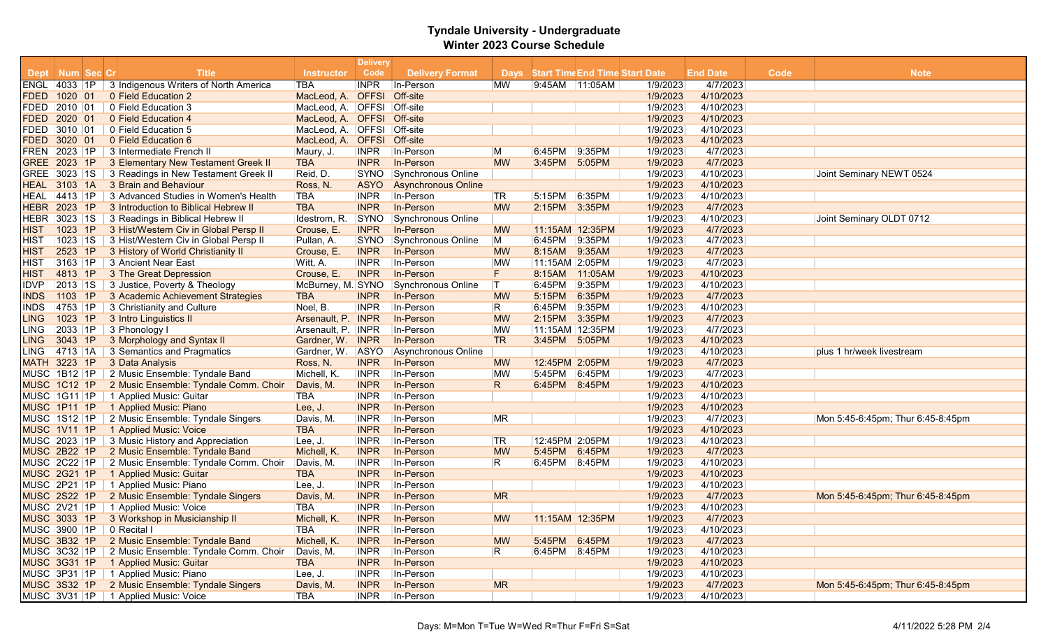# Tyndale University - Undergraduate
## Winter 2023 Course Schedule

| Dept | Num | Sec | Cr | Title | Instructor | Delivery Code | Delivery Format | Days | Start Time | End Time | Start Date | End Date | Code | Note |
|---|---|---|---|---|---|---|---|---|---|---|---|---|---|---|
| ENGL | 4033 | 1P | 3 | Indigenous Writers of North America | TBA | INPR | In-Person | MW | 9:45AM | 11:05AM | 1/9/2023 | 4/7/2023 | | |
| FDED | 1020 | 01 | 0 | Field Education 2 | MacLeod, A. | OFFSI | Off-site | | | | 1/9/2023 | 4/10/2023 | | |
| FDED | 2010 | 01 | 0 | Field Education 3 | MacLeod, A. | OFFSI | Off-site | | | | 1/9/2023 | 4/10/2023 | | |
| FDED | 2020 | 01 | 0 | Field Education 4 | MacLeod, A. | OFFSI | Off-site | | | | 1/9/2023 | 4/10/2023 | | |
| FDED | 3010 | 01 | 0 | Field Education 5 | MacLeod, A. | OFFSI | Off-site | | | | 1/9/2023 | 4/10/2023 | | |
| FDED | 3020 | 01 | 0 | Field Education 6 | MacLeod, A. | OFFSI | Off-site | | | | 1/9/2023 | 4/10/2023 | | |
| FREN | 2023 | 1P | 3 | Intermediate French II | Maury, J. | INPR | In-Person | M | 6:45PM | 9:35PM | 1/9/2023 | 4/7/2023 | | |
| GREE | 2023 | 1P | 3 | Elementary New Testament Greek II | TBA | INPR | In-Person | MW | 3:45PM | 5:05PM | 1/9/2023 | 4/7/2023 | | |
| GREE | 3023 | 1S | 3 | Readings in New Testament Greek II | Reid, D. | SYNO | Synchronous Online | | | | 1/9/2023 | 4/10/2023 | | Joint Seminary NEWT 0524 |
| HEAL | 3103 | 1A | 3 | Brain and Behaviour | Ross, N. | ASYO | Asynchronous Online | | | | 1/9/2023 | 4/10/2023 | | |
| HEAL | 4413 | 1P | 3 | Advanced Studies in Women's Health | TBA | INPR | In-Person | TR | 5:15PM | 6:35PM | 1/9/2023 | 4/10/2023 | | |
| HEBR | 2023 | 1P | 3 | Introduction to Biblical Hebrew II | TBA | INPR | In-Person | MW | 2:15PM | 3:35PM | 1/9/2023 | 4/7/2023 | | |
| HEBR | 3023 | 1S | 3 | Readings in Biblical Hebrew II | Idestrom, R. | SYNO | Synchronous Online | | | | 1/9/2023 | 4/10/2023 | | Joint Seminary OLDT 0712 |
| HIST | 1023 | 1P | 3 | Hist/Western Civ in Global Persp II | Crouse, E. | INPR | In-Person | MW | 11:15AM | 12:35PM | 1/9/2023 | 4/7/2023 | | |
| HIST | 1023 | 1S | 3 | Hist/Western Civ in Global Persp II | Pullan, A. | SYNO | Synchronous Online | M | 6:45PM | 9:35PM | 1/9/2023 | 4/7/2023 | | |
| HIST | 2523 | 1P | 3 | History of World Christianity II | Crouse, E. | INPR | In-Person | MW | 8:15AM | 9:35AM | 1/9/2023 | 4/7/2023 | | |
| HIST | 3163 | 1P | 3 | Ancient Near East | Witt, A. | INPR | In-Person | MW | 11:15AM | 2:05PM | 1/9/2023 | 4/7/2023 | | |
| HIST | 4813 | 1P | 3 | The Great Depression | Crouse, E. | INPR | In-Person | F | 8:15AM | 11:05AM | 1/9/2023 | 4/10/2023 | | |
| IDVP | 2013 | 1S | 3 | Justice, Poverty & Theology | McBurney, M. | SYNO | Synchronous Online | T | 6:45PM | 9:35PM | 1/9/2023 | 4/10/2023 | | |
| INDS | 1103 | 1P | 3 | Academic Achievement Strategies | TBA | INPR | In-Person | MW | 5:15PM | 6:35PM | 1/9/2023 | 4/7/2023 | | |
| INDS | 4753 | 1P | 3 | Christianity and Culture | Noel, B. | INPR | In-Person | R | 6:45PM | 9:35PM | 1/9/2023 | 4/10/2023 | | |
| LING | 1023 | 1P | 3 | Intro Linguistics II | Arsenault, P. | INPR | In-Person | MW | 2:15PM | 3:35PM | 1/9/2023 | 4/7/2023 | | |
| LING | 2033 | 1P | 3 | Phonology I | Arsenault, P. | INPR | In-Person | MW | 11:15AM | 12:35PM | 1/9/2023 | 4/7/2023 | | |
| LING | 3043 | 1P | 3 | Morphology and Syntax II | Gardner, W. | INPR | In-Person | TR | 3:45PM | 5:05PM | 1/9/2023 | 4/10/2023 | | |
| LING | 4713 | 1A | 3 | Semantics and Pragmatics | Gardner, W. | ASYO | Asynchronous Online | | | | 1/9/2023 | 4/10/2023 | | plus 1 hr/week livestream |
| MATH | 3223 | 1P | 3 | Data Analysis | Ross, N. | INPR | In-Person | MW | 12:45PM | 2:05PM | 1/9/2023 | 4/7/2023 | | |
| MUSC | 1B12 | 1P | 2 | Music Ensemble: Tyndale Band | Michell, K. | INPR | In-Person | MW | 5:45PM | 6:45PM | 1/9/2023 | 4/7/2023 | | |
| MUSC | 1C12 | 1P | 2 | Music Ensemble: Tyndale Comm. Choir | Davis, M. | INPR | In-Person | R | 6:45PM | 8:45PM | 1/9/2023 | 4/10/2023 | | |
| MUSC | 1G11 | 1P | 1 | Applied Music: Guitar | TBA | INPR | In-Person | | | | 1/9/2023 | 4/10/2023 | | |
| MUSC | 1P11 | 1P | 1 | Applied Music: Piano | Lee, J. | INPR | In-Person | | | | 1/9/2023 | 4/10/2023 | | |
| MUSC | 1S12 | 1P | 2 | Music Ensemble: Tyndale Singers | Davis, M. | INPR | In-Person | MR | | | 1/9/2023 | 4/7/2023 | | Mon 5:45-6:45pm; Thur 6:45-8:45pm |
| MUSC | 1V11 | 1P | 1 | Applied Music: Voice | TBA | INPR | In-Person | | | | 1/9/2023 | 4/10/2023 | | |
| MUSC | 2023 | 1P | 3 | Music History and Appreciation | Lee, J. | INPR | In-Person | TR | 12:45PM | 2:05PM | 1/9/2023 | 4/10/2023 | | |
| MUSC | 2B22 | 1P | 2 | Music Ensemble: Tyndale Band | Michell, K. | INPR | In-Person | MW | 5:45PM | 6:45PM | 1/9/2023 | 4/7/2023 | | |
| MUSC | 2C22 | 1P | 2 | Music Ensemble: Tyndale Comm. Choir | Davis, M. | INPR | In-Person | R | 6:45PM | 8:45PM | 1/9/2023 | 4/10/2023 | | |
| MUSC | 2G21 | 1P | 1 | Applied Music: Guitar | TBA | INPR | In-Person | | | | 1/9/2023 | 4/10/2023 | | |
| MUSC | 2P21 | 1P | 1 | Applied Music: Piano | Lee, J. | INPR | In-Person | | | | 1/9/2023 | 4/10/2023 | | |
| MUSC | 2S22 | 1P | 2 | Music Ensemble: Tyndale Singers | Davis, M. | INPR | In-Person | MR | | | 1/9/2023 | 4/7/2023 | | Mon 5:45-6:45pm; Thur 6:45-8:45pm |
| MUSC | 2V21 | 1P | 1 | Applied Music: Voice | TBA | INPR | In-Person | | | | 1/9/2023 | 4/10/2023 | | |
| MUSC | 3033 | 1P | 3 | Workshop in Musicianship II | Michell, K. | INPR | In-Person | MW | 11:15AM | 12:35PM | 1/9/2023 | 4/7/2023 | | |
| MUSC | 3900 | 1P | 0 | Recital I | TBA | INPR | In-Person | | | | 1/9/2023 | 4/10/2023 | | |
| MUSC | 3B32 | 1P | 2 | Music Ensemble: Tyndale Band | Michell, K. | INPR | In-Person | MW | 5:45PM | 6:45PM | 1/9/2023 | 4/7/2023 | | |
| MUSC | 3C32 | 1P | 2 | Music Ensemble: Tyndale Comm. Choir | Davis, M. | INPR | In-Person | R | 6:45PM | 8:45PM | 1/9/2023 | 4/10/2023 | | |
| MUSC | 3G31 | 1P | 1 | Applied Music: Guitar | TBA | INPR | In-Person | | | | 1/9/2023 | 4/10/2023 | | |
| MUSC | 3P31 | 1P | 1 | Applied Music: Piano | Lee, J. | INPR | In-Person | | | | 1/9/2023 | 4/10/2023 | | |
| MUSC | 3S32 | 1P | 2 | Music Ensemble: Tyndale Singers | Davis, M. | INPR | In-Person | MR | | | 1/9/2023 | 4/7/2023 | | Mon 5:45-6:45pm; Thur 6:45-8:45pm |
| MUSC | 3V31 | 1P | 1 | Applied Music: Voice | TBA | INPR | In-Person | | | | 1/9/2023 | 4/10/2023 | | |

Days: M=Mon T=Tue W=Wed R=Thur F=Fri S=Sat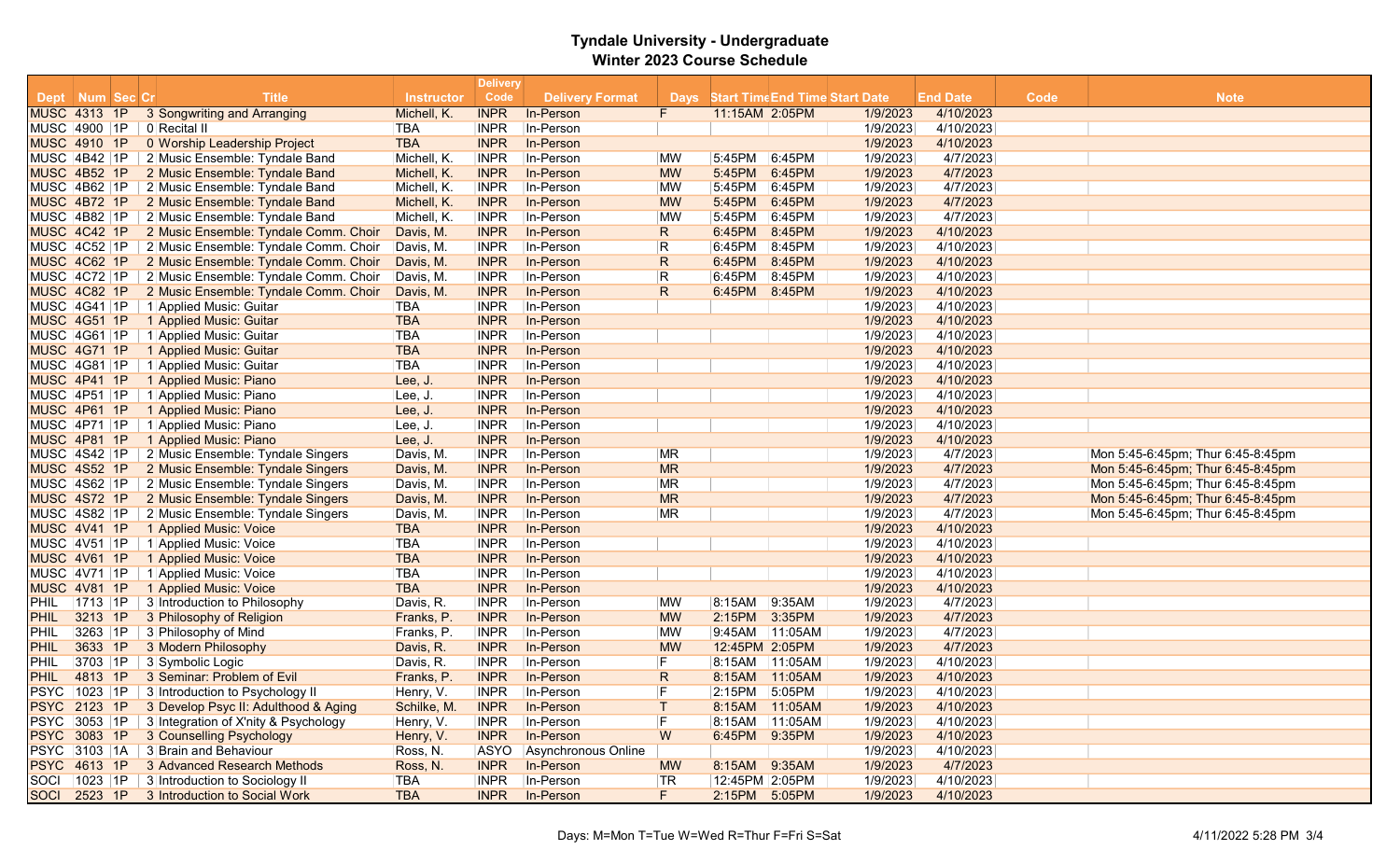# Tyndale University - Undergraduate
## Winter 2023 Course Schedule

| Dept | Num | Sec | Cr | Title | Instructor | Delivery Code | Delivery Format | Days | Start Time | End Time | Start Date | End Date | Code | Note |
|---|---|---|---|---|---|---|---|---|---|---|---|---|---|---|
| MUSC | 4313 | 1P | 3 | Songwriting and Arranging | Michell, K. | INPR | In-Person | F | 11:15AM | 2:05PM | 1/9/2023 | 4/10/2023 | | |
| MUSC | 4900 | 1P | 0 | Recital II | TBA | INPR | In-Person | | | | 1/9/2023 | 4/10/2023 | | |
| MUSC | 4910 | 1P | 0 | Worship Leadership Project | TBA | INPR | In-Person | | | | 1/9/2023 | 4/10/2023 | | |
| MUSC | 4B42 | 1P | 2 | Music Ensemble: Tyndale Band | Michell, K. | INPR | In-Person | MW | 5:45PM | 6:45PM | 1/9/2023 | 4/7/2023 | | |
| MUSC | 4B52 | 1P | 2 | Music Ensemble: Tyndale Band | Michell, K. | INPR | In-Person | MW | 5:45PM | 6:45PM | 1/9/2023 | 4/7/2023 | | |
| MUSC | 4B62 | 1P | 2 | Music Ensemble: Tyndale Band | Michell, K. | INPR | In-Person | MW | 5:45PM | 6:45PM | 1/9/2023 | 4/7/2023 | | |
| MUSC | 4B72 | 1P | 2 | Music Ensemble: Tyndale Band | Michell, K. | INPR | In-Person | MW | 5:45PM | 6:45PM | 1/9/2023 | 4/7/2023 | | |
| MUSC | 4B82 | 1P | 2 | Music Ensemble: Tyndale Band | Michell, K. | INPR | In-Person | MW | 5:45PM | 6:45PM | 1/9/2023 | 4/7/2023 | | |
| MUSC | 4C42 | 1P | 2 | Music Ensemble: Tyndale Comm. Choir | Davis, M. | INPR | In-Person | R | 6:45PM | 8:45PM | 1/9/2023 | 4/10/2023 | | |
| MUSC | 4C52 | 1P | 2 | Music Ensemble: Tyndale Comm. Choir | Davis, M. | INPR | In-Person | R | 6:45PM | 8:45PM | 1/9/2023 | 4/10/2023 | | |
| MUSC | 4C62 | 1P | 2 | Music Ensemble: Tyndale Comm. Choir | Davis, M. | INPR | In-Person | R | 6:45PM | 8:45PM | 1/9/2023 | 4/10/2023 | | |
| MUSC | 4C72 | 1P | 2 | Music Ensemble: Tyndale Comm. Choir | Davis, M. | INPR | In-Person | R | 6:45PM | 8:45PM | 1/9/2023 | 4/10/2023 | | |
| MUSC | 4C82 | 1P | 2 | Music Ensemble: Tyndale Comm. Choir | Davis, M. | INPR | In-Person | R | 6:45PM | 8:45PM | 1/9/2023 | 4/10/2023 | | |
| MUSC | 4G41 | 1P | 1 | Applied Music: Guitar | TBA | INPR | In-Person | | | | 1/9/2023 | 4/10/2023 | | |
| MUSC | 4G51 | 1P | 1 | Applied Music: Guitar | TBA | INPR | In-Person | | | | 1/9/2023 | 4/10/2023 | | |
| MUSC | 4G61 | 1P | 1 | Applied Music: Guitar | TBA | INPR | In-Person | | | | 1/9/2023 | 4/10/2023 | | |
| MUSC | 4G71 | 1P | 1 | Applied Music: Guitar | TBA | INPR | In-Person | | | | 1/9/2023 | 4/10/2023 | | |
| MUSC | 4G81 | 1P | 1 | Applied Music: Guitar | TBA | INPR | In-Person | | | | 1/9/2023 | 4/10/2023 | | |
| MUSC | 4P41 | 1P | 1 | Applied Music: Piano | Lee, J. | INPR | In-Person | | | | 1/9/2023 | 4/10/2023 | | |
| MUSC | 4P51 | 1P | 1 | Applied Music: Piano | Lee, J. | INPR | In-Person | | | | 1/9/2023 | 4/10/2023 | | |
| MUSC | 4P61 | 1P | 1 | Applied Music: Piano | Lee, J. | INPR | In-Person | | | | 1/9/2023 | 4/10/2023 | | |
| MUSC | 4P71 | 1P | 1 | Applied Music: Piano | Lee, J. | INPR | In-Person | | | | 1/9/2023 | 4/10/2023 | | |
| MUSC | 4P81 | 1P | 1 | Applied Music: Piano | Lee, J. | INPR | In-Person | | | | 1/9/2023 | 4/10/2023 | | |
| MUSC | 4S42 | 1P | 2 | Music Ensemble: Tyndale Singers | Davis, M. | INPR | In-Person | MR | | | 1/9/2023 | 4/7/2023 | | Mon 5:45-6:45pm; Thur 6:45-8:45pm |
| MUSC | 4S52 | 1P | 2 | Music Ensemble: Tyndale Singers | Davis, M. | INPR | In-Person | MR | | | 1/9/2023 | 4/7/2023 | | Mon 5:45-6:45pm; Thur 6:45-8:45pm |
| MUSC | 4S62 | 1P | 2 | Music Ensemble: Tyndale Singers | Davis, M. | INPR | In-Person | MR | | | 1/9/2023 | 4/7/2023 | | Mon 5:45-6:45pm; Thur 6:45-8:45pm |
| MUSC | 4S72 | 1P | 2 | Music Ensemble: Tyndale Singers | Davis, M. | INPR | In-Person | MR | | | 1/9/2023 | 4/7/2023 | | Mon 5:45-6:45pm; Thur 6:45-8:45pm |
| MUSC | 4S82 | 1P | 2 | Music Ensemble: Tyndale Singers | Davis, M. | INPR | In-Person | MR | | | 1/9/2023 | 4/7/2023 | | Mon 5:45-6:45pm; Thur 6:45-8:45pm |
| MUSC | 4V41 | 1P | 1 | Applied Music: Voice | TBA | INPR | In-Person | | | | 1/9/2023 | 4/10/2023 | | |
| MUSC | 4V51 | 1P | 1 | Applied Music: Voice | TBA | INPR | In-Person | | | | 1/9/2023 | 4/10/2023 | | |
| MUSC | 4V61 | 1P | 1 | Applied Music: Voice | TBA | INPR | In-Person | | | | 1/9/2023 | 4/10/2023 | | |
| MUSC | 4V71 | 1P | 1 | Applied Music: Voice | TBA | INPR | In-Person | | | | 1/9/2023 | 4/10/2023 | | |
| MUSC | 4V81 | 1P | 1 | Applied Music: Voice | TBA | INPR | In-Person | | | | 1/9/2023 | 4/10/2023 | | |
| PHIL | 1713 | 1P | 3 | Introduction to Philosophy | Davis, R. | INPR | In-Person | MW | 8:15AM | 9:35AM | 1/9/2023 | 4/7/2023 | | |
| PHIL | 3213 | 1P | 3 | Philosophy of Religion | Franks, P. | INPR | In-Person | MW | 2:15PM | 3:35PM | 1/9/2023 | 4/7/2023 | | |
| PHIL | 3263 | 1P | 3 | Philosophy of Mind | Franks, P. | INPR | In-Person | MW | 9:45AM | 11:05AM | 1/9/2023 | 4/7/2023 | | |
| PHIL | 3633 | 1P | 3 | Modern Philosophy | Davis, R. | INPR | In-Person | MW | 12:45PM | 2:05PM | 1/9/2023 | 4/7/2023 | | |
| PHIL | 3703 | 1P | 3 | Symbolic Logic | Davis, R. | INPR | In-Person | F | 8:15AM | 11:05AM | 1/9/2023 | 4/10/2023 | | |
| PHIL | 4813 | 1P | 3 | Seminar: Problem of Evil | Franks, P. | INPR | In-Person | R | 8:15AM | 11:05AM | 1/9/2023 | 4/10/2023 | | |
| PSYC | 1023 | 1P | 3 | Introduction to Psychology II | Henry, V. | INPR | In-Person | F | 2:15PM | 5:05PM | 1/9/2023 | 4/10/2023 | | |
| PSYC | 2123 | 1P | 3 | Develop Psyc II: Adulthood & Aging | Schilke, M. | INPR | In-Person | T | 8:15AM | 11:05AM | 1/9/2023 | 4/10/2023 | | |
| PSYC | 3053 | 1P | 3 | Integration of X'nity & Psychology | Henry, V. | INPR | In-Person | F | 8:15AM | 11:05AM | 1/9/2023 | 4/10/2023 | | |
| PSYC | 3083 | 1P | 3 | Counselling Psychology | Henry, V. | INPR | In-Person | W | 6:45PM | 9:35PM | 1/9/2023 | 4/10/2023 | | |
| PSYC | 3103 | 1A | 3 | Brain and Behaviour | Ross, N. | ASYO | Asynchronous Online | | | | 1/9/2023 | 4/10/2023 | | |
| PSYC | 4613 | 1P | 3 | Advanced Research Methods | Ross, N. | INPR | In-Person | MW | 8:15AM | 9:35AM | 1/9/2023 | 4/7/2023 | | |
| SOCI | 1023 | 1P | 3 | Introduction to Sociology II | TBA | INPR | In-Person | TR | 12:45PM | 2:05PM | 1/9/2023 | 4/10/2023 | | |
| SOCI | 2523 | 1P | 3 | Introduction to Social Work | TBA | INPR | In-Person | F | 2:15PM | 5:05PM | 1/9/2023 | 4/10/2023 | | |

Days: M=Mon T=Tue W=Wed R=Thur F=Fri S=Sat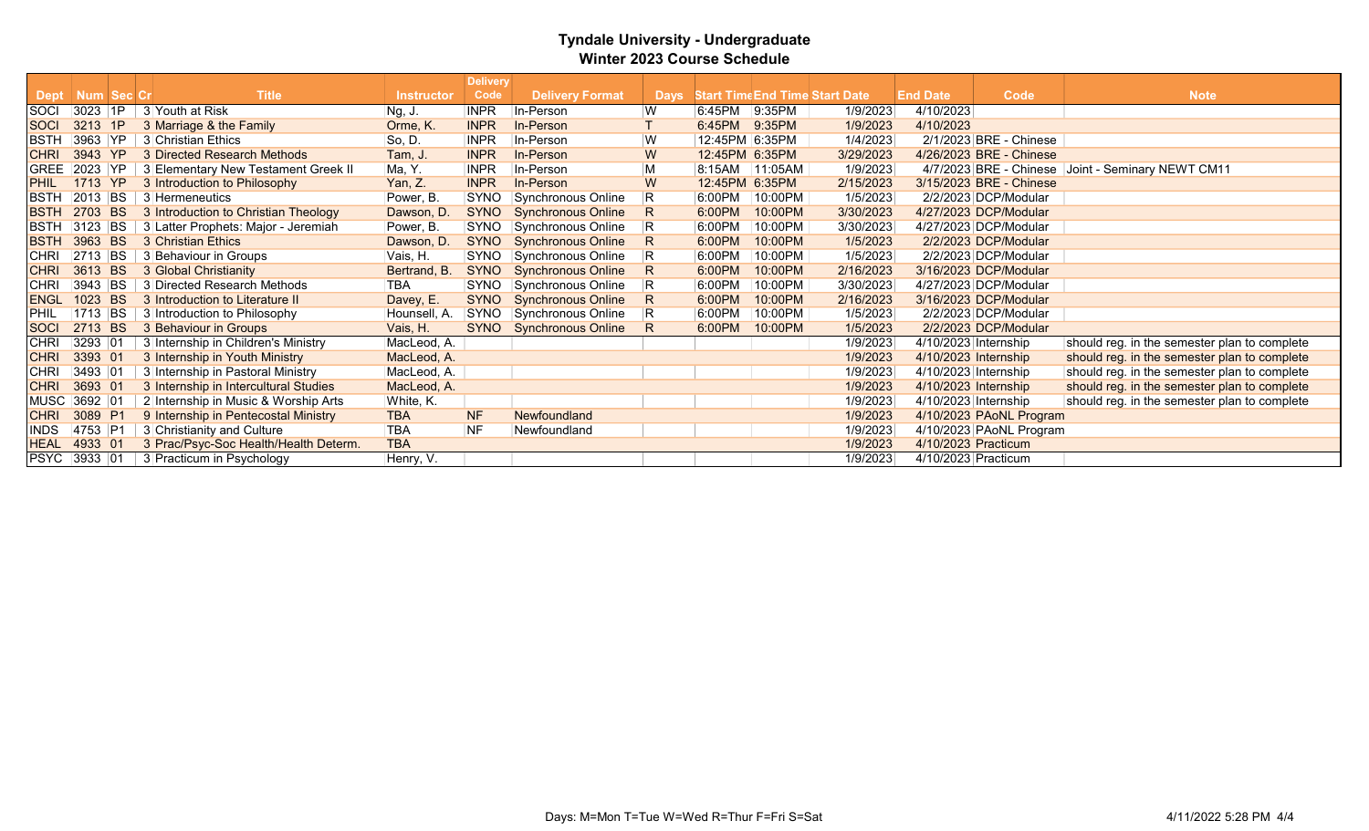# Tyndale University - Undergraduate
## Winter 2023 Course Schedule

| Dept | Num | Sec | Cr | Title | Instructor | Delivery Code | Delivery Format | Days | Start Time | End Time | Start Date | End Date | Code | Note |
|---|---|---|---|---|---|---|---|---|---|---|---|---|---|---|
| SOCI | 3023 | 1P | 3 | Youth at Risk | Ng, J. | INPR | In-Person | W | 6:45PM | 9:35PM | 1/9/2023 | 4/10/2023 | | |
| SOCI | 3213 | 1P | 3 | Marriage & the Family | Orme, K. | INPR | In-Person | T | 6:45PM | 9:35PM | 1/9/2023 | 4/10/2023 | | |
| BSTH | 3963 | YP | 3 | Christian Ethics | So, D. | INPR | In-Person | W | 12:45PM | 6:35PM | 1/4/2023 | 2/1/2023 | BRE - Chinese | |
| CHRI | 3943 | YP | 3 | Directed Research Methods | Tam, J. | INPR | In-Person | W | 12:45PM | 6:35PM | 3/29/2023 | 4/26/2023 | BRE - Chinese | |
| GREE | 2023 | YP | 3 | Elementary New Testament Greek II | Ma, Y. | INPR | In-Person | M | 8:15AM | 11:05AM | 1/9/2023 | 4/7/2023 | BRE - Chinese | Joint - Seminary NEWT CM11 |
| PHIL | 1713 | YP | 3 | Introduction to Philosophy | Yan, Z. | INPR | In-Person | W | 12:45PM | 6:35PM | 2/15/2023 | 3/15/2023 | BRE - Chinese | |
| BSTH | 2013 | BS | 3 | Hermeneutics | Power, B. | SYNO | Synchronous Online | R | 6:00PM | 10:00PM | 1/5/2023 | 2/2/2023 | DCP/Modular | |
| BSTH | 2703 | BS | 3 | Introduction to Christian Theology | Dawson, D. | SYNO | Synchronous Online | R | 6:00PM | 10:00PM | 3/30/2023 | 4/27/2023 | DCP/Modular | |
| BSTH | 3123 | BS | 3 | Latter Prophets: Major - Jeremiah | Power, B. | SYNO | Synchronous Online | R | 6:00PM | 10:00PM | 3/30/2023 | 4/27/2023 | DCP/Modular | |
| BSTH | 3963 | BS | 3 | Christian Ethics | Dawson, D. | SYNO | Synchronous Online | R | 6:00PM | 10:00PM | 1/5/2023 | 2/2/2023 | DCP/Modular | |
| CHRI | 2713 | BS | 3 | Behaviour in Groups | Vais, H. | SYNO | Synchronous Online | R | 6:00PM | 10:00PM | 1/5/2023 | 2/2/2023 | DCP/Modular | |
| CHRI | 3613 | BS | 3 | Global Christianity | Bertrand, B. | SYNO | Synchronous Online | R | 6:00PM | 10:00PM | 2/16/2023 | 3/16/2023 | DCP/Modular | |
| CHRI | 3943 | BS | 3 | Directed Research Methods | TBA | SYNO | Synchronous Online | R | 6:00PM | 10:00PM | 3/30/2023 | 4/27/2023 | DCP/Modular | |
| ENGL | 1023 | BS | 3 | Introduction to Literature II | Davey, E. | SYNO | Synchronous Online | R | 6:00PM | 10:00PM | 2/16/2023 | 3/16/2023 | DCP/Modular | |
| PHIL | 1713 | BS | 3 | Introduction to Philosophy | Hounsell, A. | SYNO | Synchronous Online | R | 6:00PM | 10:00PM | 1/5/2023 | 2/2/2023 | DCP/Modular | |
| SOCI | 2713 | BS | 3 | Behaviour in Groups | Vais, H. | SYNO | Synchronous Online | R | 6:00PM | 10:00PM | 1/5/2023 | 2/2/2023 | DCP/Modular | |
| CHRI | 3293 | 01 | 3 | Internship in Children's Ministry | MacLeod, A. | | | | | | 1/9/2023 | 4/10/2023 | Internship | should reg. in the semester plan to complete |
| CHRI | 3393 | 01 | 3 | Internship in Youth Ministry | MacLeod, A. | | | | | | 1/9/2023 | 4/10/2023 | Internship | should reg. in the semester plan to complete |
| CHRI | 3493 | 01 | 3 | Internship in Pastoral Ministry | MacLeod, A. | | | | | | 1/9/2023 | 4/10/2023 | Internship | should reg. in the semester plan to complete |
| CHRI | 3693 | 01 | 3 | Internship in Intercultural Studies | MacLeod, A. | | | | | | 1/9/2023 | 4/10/2023 | Internship | should reg. in the semester plan to complete |
| MUSC | 3692 | 01 | 2 | Internship in Music & Worship Arts | White, K. | | | | | | 1/9/2023 | 4/10/2023 | Internship | should reg. in the semester plan to complete |
| CHRI | 3089 | P1 | 9 | Internship in Pentecostal Ministry | TBA | NF | Newfoundland | | | | 1/9/2023 | 4/10/2023 | PAoNL Program | |
| INDS | 4753 | P1 | 3 | Christianity and Culture | TBA | NF | Newfoundland | | | | 1/9/2023 | 4/10/2023 | PAoNL Program | |
| HEAL | 4933 | 01 | 3 | Prac/Psyc-Soc Health/Health Determ. | TBA | | | | | | 1/9/2023 | 4/10/2023 | Practicum | |
| PSYC | 3933 | 01 | 3 | Practicum in Psychology | Henry, V. | | | | | | 1/9/2023 | 4/10/2023 | Practicum | |

Days: M=Mon T=Tue W=Wed R=Thur F=Fri S=Sat